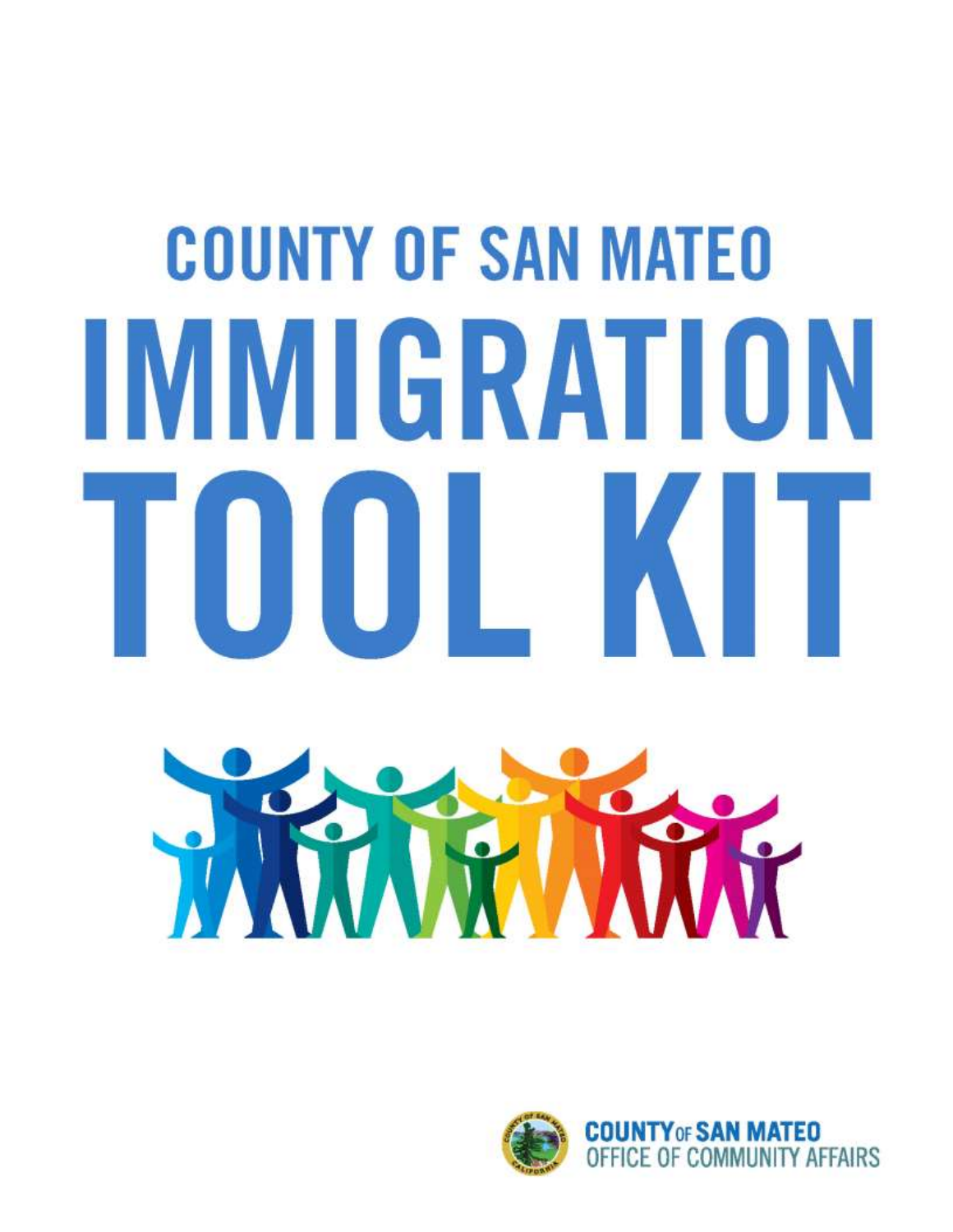# COUNTY OF SAN MATEO

# IMMIGRATION TOOL KIT

COUNTY OF SAN MATEO
OFFICE OF COMMUNITY AFFAIRS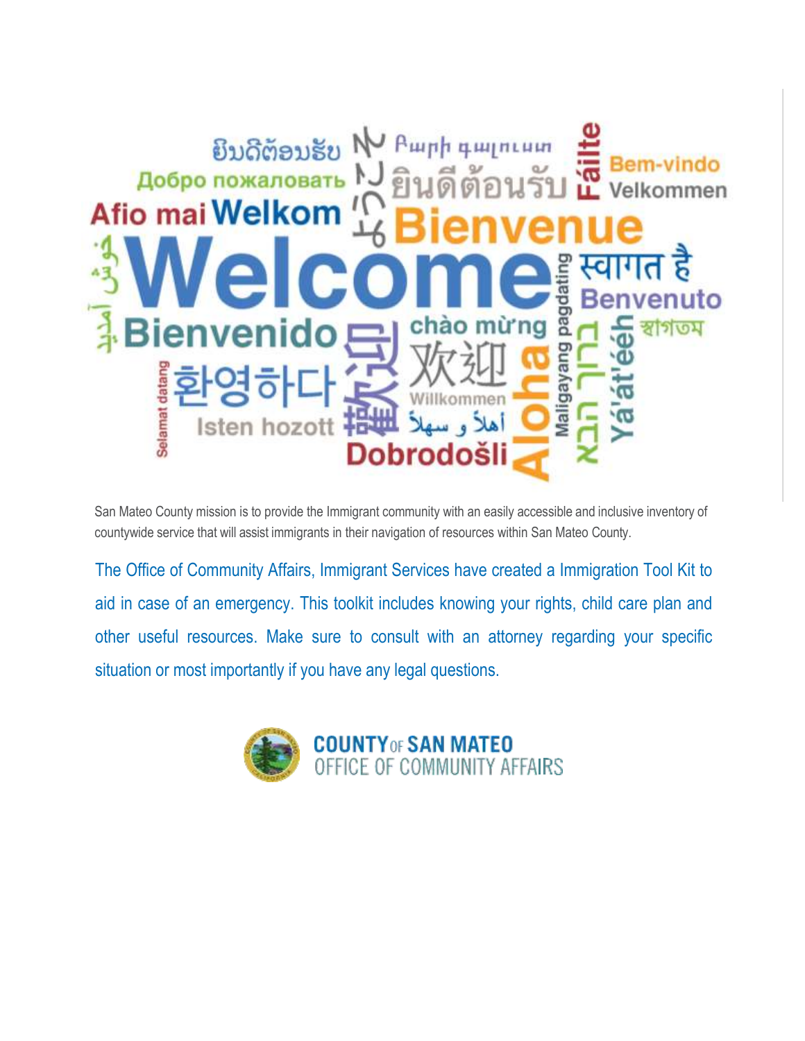San Mateo County mission is to provide the Immigrant community with an easily accessible and inclusive inventory of countywide service that will assist immigrants in their navigation of resources within San Mateo County.

The Office of Community Affairs, Immigrant Services have created a Immigration Tool Kit to aid in case of an emergency. This toolkit includes knowing your rights, child care plan and other useful resources. Make sure to consult with an attorney regarding your specific situation or most importantly if you have any legal questions.

**COUNTY OF SAN MATEO**
OFFICE OF COMMUNITY AFFAIRS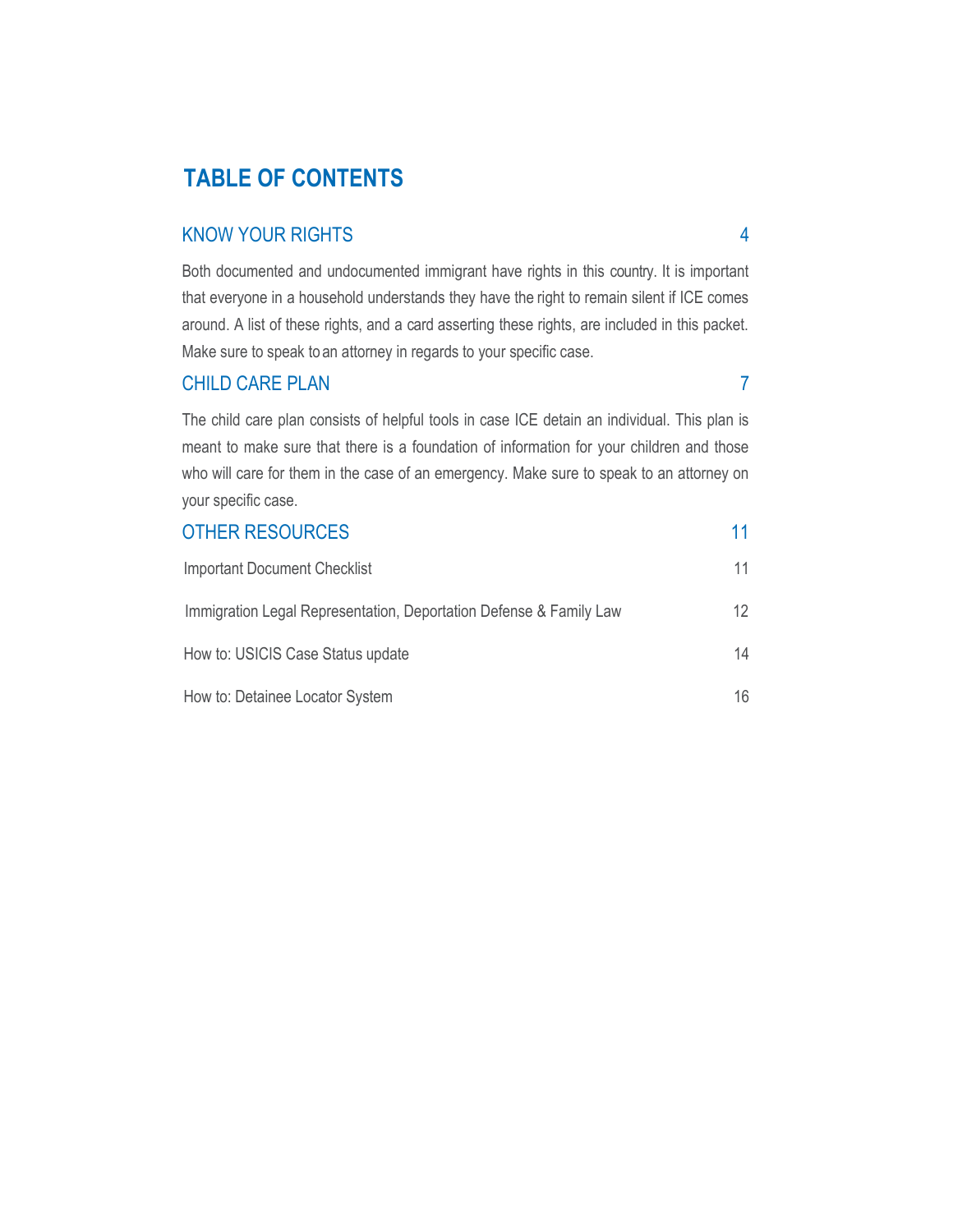# TABLE OF CONTENTS

## KNOW YOUR RIGHTS 4

Both documented and undocumented immigrant have rights in this country. It is important that everyone in a household understands they have the right to remain silent if ICE comes around. A list of these rights, and a card asserting these rights, are included in this packet. Make sure to speak to an attorney in regards to your specific case.

## CHILD CARE PLAN 7

The child care plan consists of helpful tools in case ICE detain an individual. This plan is meant to make sure that there is a foundation of information for your children and those who will care for them in the case of an emergency. Make sure to speak to an attorney on your specific case.

## OTHER RESOURCES 11

Important Document Checklist 11

Immigration Legal Representation, Deportation Defense & Family Law 12

How to: USICIS Case Status update 14

How to: Detainee Locator System 16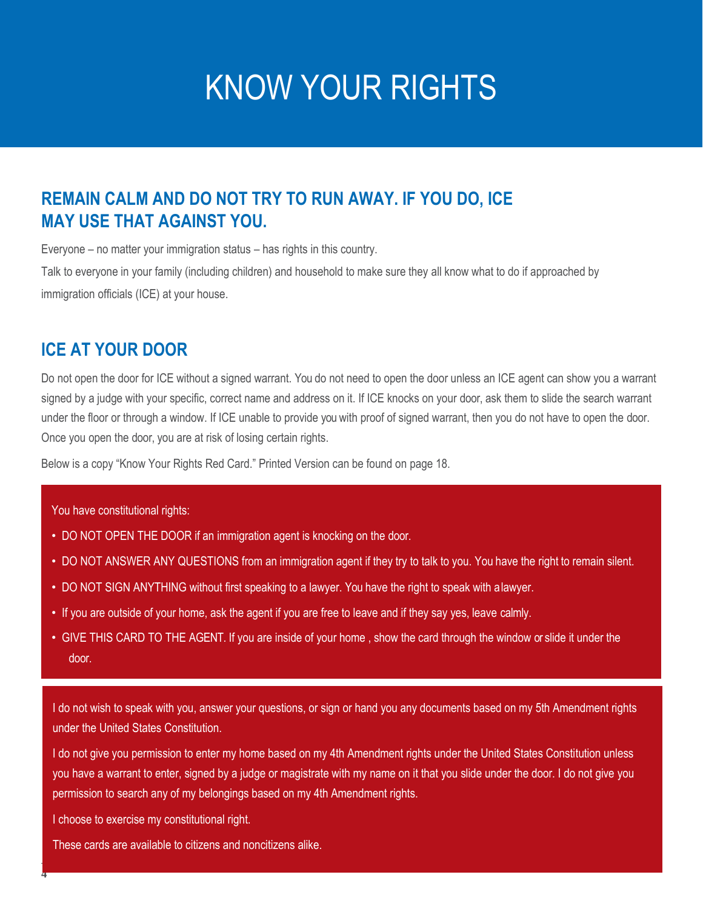# KNOW YOUR RIGHTS

## REMAIN CALM AND DO NOT TRY TO RUN AWAY. IF YOU DO, ICE MAY USE THAT AGAINST YOU.

Everyone – no matter your immigration status – has rights in this country.

Talk to everyone in your family (including children) and household to make sure they all know what to do if approached by immigration officials (ICE) at your house.

## ICE AT YOUR DOOR

Do not open the door for ICE without a signed warrant. You do not need to open the door unless an ICE agent can show you a warrant signed by a judge with your specific, correct name and address on it. If ICE knocks on your door, ask them to slide the search warrant under the floor or through a window. If ICE unable to provide you with proof of signed warrant, then you do not have to open the door. Once you open the door, you are at risk of losing certain rights.

Below is a copy "Know Your Rights Red Card." Printed Version can be found on page 18.

You have constitutional rights:

- DO NOT OPEN THE DOOR if an immigration agent is knocking on the door.
- DO NOT ANSWER ANY QUESTIONS from an immigration agent if they try to talk to you. You have the right to remain silent.
- DO NOT SIGN ANYTHING without first speaking to a lawyer. You have the right to speak with a lawyer.
- If you are outside of your home, ask the agent if you are free to leave and if they say yes, leave calmly.
- GIVE THIS CARD TO THE AGENT. If you are inside of your home , show the card through the window or slide it under the door.

I do not wish to speak with you, answer your questions, or sign or hand you any documents based on my 5th Amendment rights under the United States Constitution.

I do not give you permission to enter my home based on my 4th Amendment rights under the United States Constitution unless you have a warrant to enter, signed by a judge or magistrate with my name on it that you slide under the door. I do not give you permission to search any of my belongings based on my 4th Amendment rights.

I choose to exercise my constitutional right.

These cards are available to citizens and noncitizens alike.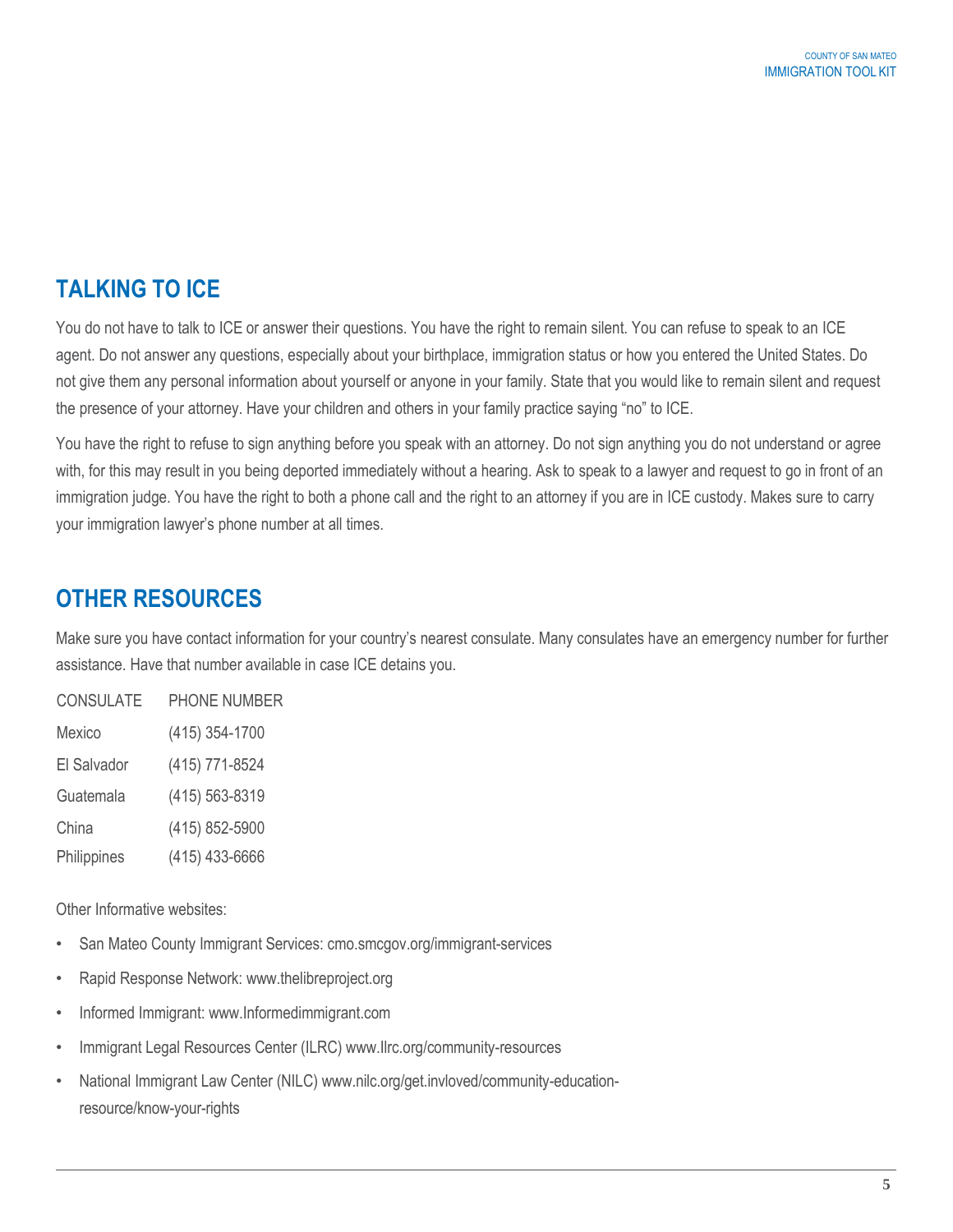## TALKING TO ICE

You do not have to talk to ICE or answer their questions. You have the right to remain silent. You can refuse to speak to an ICE agent. Do not answer any questions, especially about your birthplace, immigration status or how you entered the United States. Do not give them any personal information about yourself or anyone in your family. State that you would like to remain silent and request the presence of your attorney. Have your children and others in your family practice saying "no" to ICE.

You have the right to refuse to sign anything before you speak with an attorney. Do not sign anything you do not understand or agree with, for this may result in you being deported immediately without a hearing. Ask to speak to a lawyer and request to go in front of an immigration judge. You have the right to both a phone call and the right to an attorney if you are in ICE custody. Makes sure to carry your immigration lawyer's phone number at all times.

## OTHER RESOURCES

Make sure you have contact information for your country's nearest consulate. Many consulates have an emergency number for further assistance. Have that number available in case ICE detains you.

| CONSULATE | PHONE NUMBER |
| --- | --- |
| Mexico | (415) 354-1700 |
| El Salvador | (415) 771-8524 |
| Guatemala | (415) 563-8319 |
| China | (415) 852-5900 |
| Philippines | (415) 433-6666 |

Other Informative websites:

- San Mateo County Immigrant Services: cmo.smcgov.org/immigrant-services
- Rapid Response Network: www.thelibreproject.org
- Informed Immigrant: www.Informedimmigrant.com
- Immigrant Legal Resources Center (ILRC) www.Ilrc.org/community-resources
- National Immigrant Law Center (NILC) www.nilc.org/get.invloved/community-education-resource/know-your-rights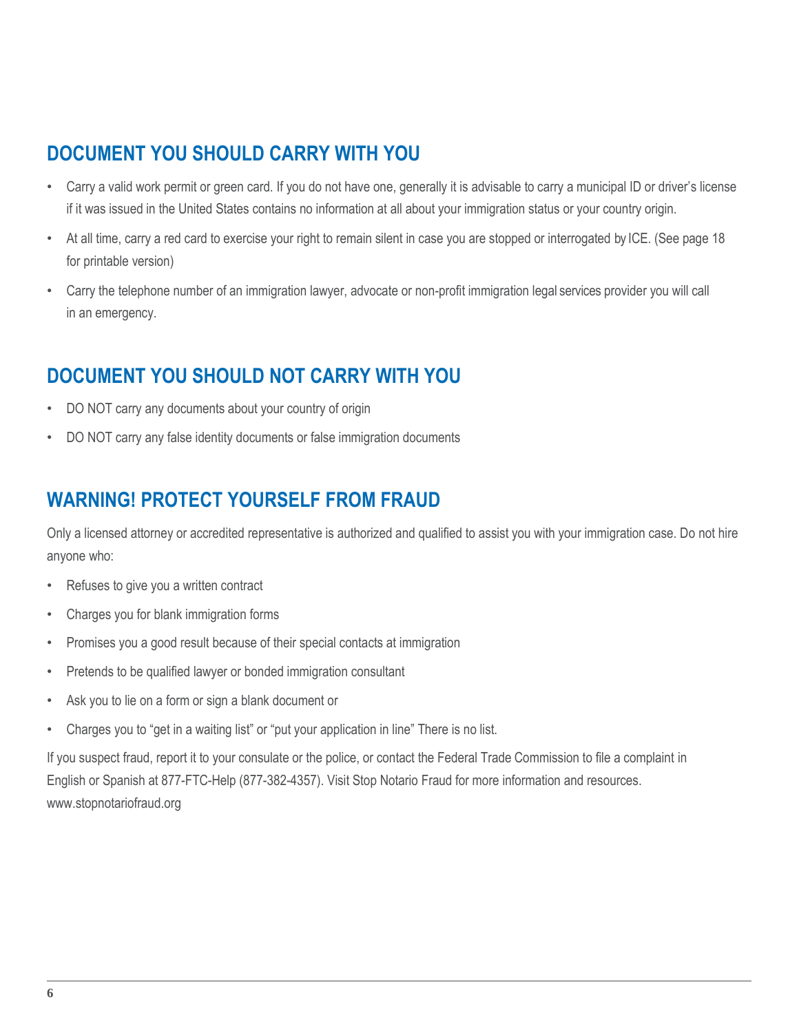## DOCUMENT YOU SHOULD CARRY WITH YOU

- Carry a valid work permit or green card. If you do not have one, generally it is advisable to carry a municipal ID or driver's license if it was issued in the United States contains no information at all about your immigration status or your country origin.
- At all time, carry a red card to exercise your right to remain silent in case you are stopped or interrogated by ICE. (See page 18 for printable version)
- Carry the telephone number of an immigration lawyer, advocate or non-profit immigration legal services provider you will call in an emergency.

## DOCUMENT YOU SHOULD NOT CARRY WITH YOU

- DO NOT carry any documents about your country of origin
- DO NOT carry any false identity documents or false immigration documents

## WARNING! PROTECT YOURSELF FROM FRAUD

Only a licensed attorney or accredited representative is authorized and qualified to assist you with your immigration case. Do not hire anyone who:

- Refuses to give you a written contract
- Charges you for blank immigration forms
- Promises you a good result because of their special contacts at immigration
- Pretends to be qualified lawyer or bonded immigration consultant
- Ask you to lie on a form or sign a blank document or
- Charges you to "get in a waiting list" or "put your application in line" There is no list.

If you suspect fraud, report it to your consulate or the police, or contact the Federal Trade Commission to file a complaint in English or Spanish at 877-FTC-Help (877-382-4357). Visit Stop Notario Fraud for more information and resources. www.stopnotariofraud.org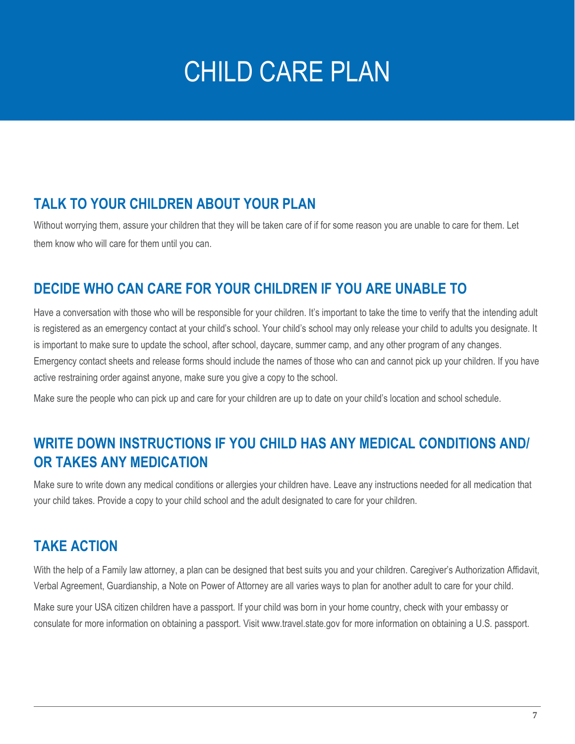# CHILD CARE PLAN

## TALK TO YOUR CHILDREN ABOUT YOUR PLAN

Without worrying them, assure your children that they will be taken care of if for some reason you are unable to care for them. Let them know who will care for them until you can.

## DECIDE WHO CAN CARE FOR YOUR CHILDREN IF YOU ARE UNABLE TO

Have a conversation with those who will be responsible for your children. It's important to take the time to verify that the intending adult is registered as an emergency contact at your child's school. Your child's school may only release your child to adults you designate. It is important to make sure to update the school, after school, daycare, summer camp, and any other program of any changes. Emergency contact sheets and release forms should include the names of those who can and cannot pick up your children. If you have active restraining order against anyone, make sure you give a copy to the school.

Make sure the people who can pick up and care for your children are up to date on your child's location and school schedule.

## WRITE DOWN INSTRUCTIONS IF YOU CHILD HAS ANY MEDICAL CONDITIONS AND/ OR TAKES ANY MEDICATION

Make sure to write down any medical conditions or allergies your children have. Leave any instructions needed for all medication that your child takes. Provide a copy to your child school and the adult designated to care for your children.

## TAKE ACTION

With the help of a Family law attorney, a plan can be designed that best suits you and your children. Caregiver's Authorization Affidavit, Verbal Agreement, Guardianship, a Note on Power of Attorney are all varies ways to plan for another adult to care for your child.

Make sure your USA citizen children have a passport. If your child was born in your home country, check with your embassy or consulate for more information on obtaining a passport. Visit www.travel.state.gov for more information on obtaining a U.S. passport.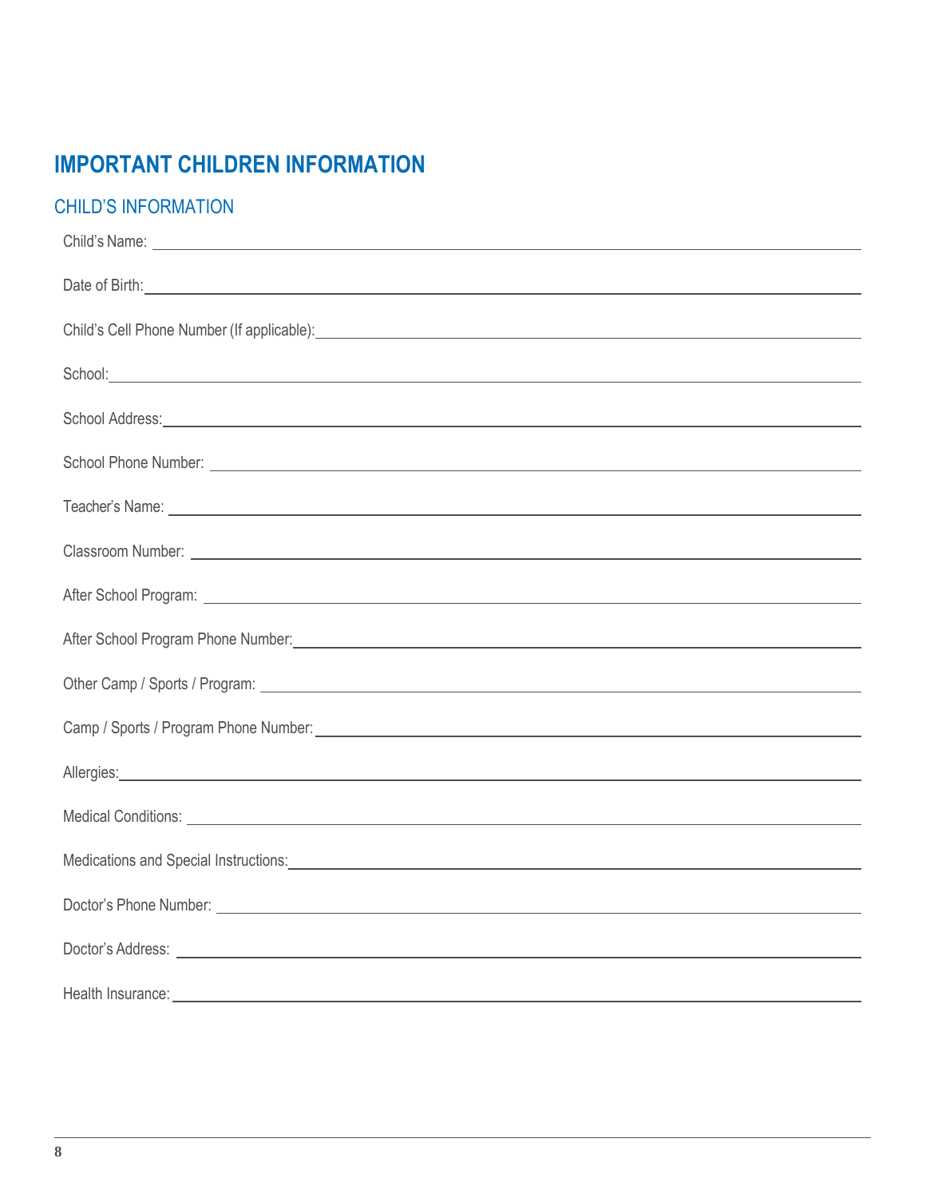# IMPORTANT CHILDREN INFORMATION

## CHILD'S INFORMATION

Child's Name: \_\_\_\_\_\_\_\_\_\_\_\_\_\_\_\_\_\_\_\_\_\_\_\_\_\_\_\_\_\_\_\_\_\_\_\_\_\_\_\_

Date of Birth: \_\_\_\_\_\_\_\_\_\_\_\_\_\_\_\_\_\_\_\_\_\_\_\_\_\_\_\_\_\_\_\_\_\_\_\_\_\_\_\_

Child's Cell Phone Number (If applicable): \_\_\_\_\_\_\_\_\_\_\_\_\_\_\_\_\_\_\_\_\_\_\_\_\_\_\_\_\_\_\_\_\_\_\_\_\_\_\_\_

School: \_\_\_\_\_\_\_\_\_\_\_\_\_\_\_\_\_\_\_\_\_\_\_\_\_\_\_\_\_\_\_\_\_\_\_\_\_\_\_\_

School Address: \_\_\_\_\_\_\_\_\_\_\_\_\_\_\_\_\_\_\_\_\_\_\_\_\_\_\_\_\_\_\_\_\_\_\_\_\_\_\_\_

School Phone Number: \_\_\_\_\_\_\_\_\_\_\_\_\_\_\_\_\_\_\_\_\_\_\_\_\_\_\_\_\_\_\_\_\_\_\_\_\_\_\_\_

Teacher's Name: \_\_\_\_\_\_\_\_\_\_\_\_\_\_\_\_\_\_\_\_\_\_\_\_\_\_\_\_\_\_\_\_\_\_\_\_\_\_\_\_

Classroom Number: \_\_\_\_\_\_\_\_\_\_\_\_\_\_\_\_\_\_\_\_\_\_\_\_\_\_\_\_\_\_\_\_\_\_\_\_\_\_\_\_

After School Program: \_\_\_\_\_\_\_\_\_\_\_\_\_\_\_\_\_\_\_\_\_\_\_\_\_\_\_\_\_\_\_\_\_\_\_\_\_\_\_\_

After School Program Phone Number: \_\_\_\_\_\_\_\_\_\_\_\_\_\_\_\_\_\_\_\_\_\_\_\_\_\_\_\_\_\_\_\_\_\_\_\_\_\_\_\_

Other Camp / Sports / Program: \_\_\_\_\_\_\_\_\_\_\_\_\_\_\_\_\_\_\_\_\_\_\_\_\_\_\_\_\_\_\_\_\_\_\_\_\_\_\_\_

Camp / Sports / Program Phone Number: \_\_\_\_\_\_\_\_\_\_\_\_\_\_\_\_\_\_\_\_\_\_\_\_\_\_\_\_\_\_\_\_\_\_\_\_\_\_\_\_

Allergies: \_\_\_\_\_\_\_\_\_\_\_\_\_\_\_\_\_\_\_\_\_\_\_\_\_\_\_\_\_\_\_\_\_\_\_\_\_\_\_\_

Medical Conditions: \_\_\_\_\_\_\_\_\_\_\_\_\_\_\_\_\_\_\_\_\_\_\_\_\_\_\_\_\_\_\_\_\_\_\_\_\_\_\_\_

Medications and Special Instructions: \_\_\_\_\_\_\_\_\_\_\_\_\_\_\_\_\_\_\_\_\_\_\_\_\_\_\_\_\_\_\_\_\_\_\_\_\_\_\_\_

Doctor's Phone Number: \_\_\_\_\_\_\_\_\_\_\_\_\_\_\_\_\_\_\_\_\_\_\_\_\_\_\_\_\_\_\_\_\_\_\_\_\_\_\_\_

Doctor's Address: \_\_\_\_\_\_\_\_\_\_\_\_\_\_\_\_\_\_\_\_\_\_\_\_\_\_\_\_\_\_\_\_\_\_\_\_\_\_\_\_

Health Insurance: \_\_\_\_\_\_\_\_\_\_\_\_\_\_\_\_\_\_\_\_\_\_\_\_\_\_\_\_\_\_\_\_\_\_\_\_\_\_\_\_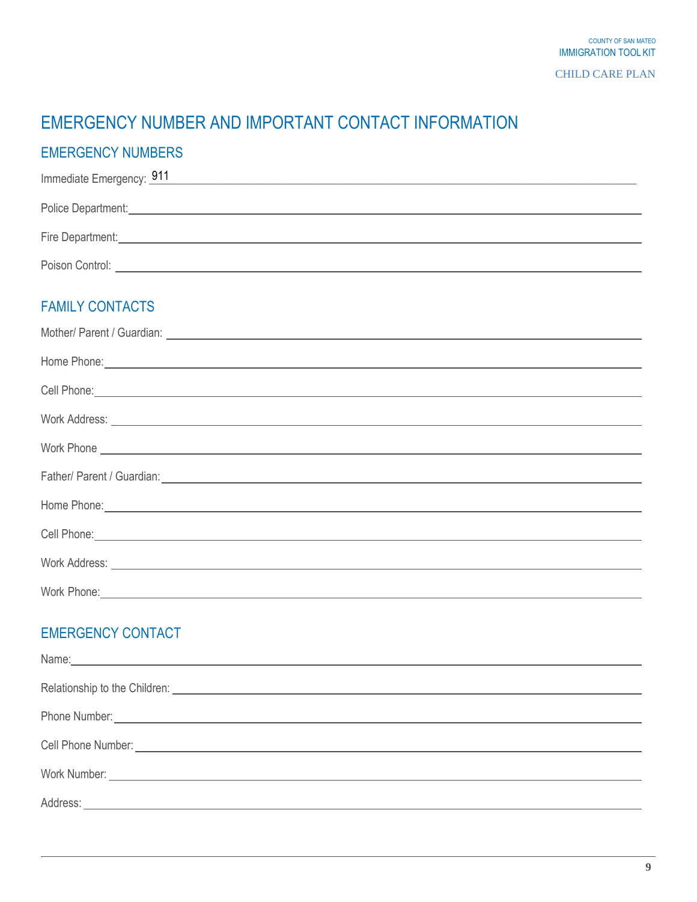# EMERGENCY NUMBER AND IMPORTANT CONTACT INFORMATION

## EMERGENCY NUMBERS

Immediate Emergency: 911

Police Department: ______________________________

Fire Department: ______________________________

Poison Control: ______________________________

## FAMILY CONTACTS

Mother/ Parent / Guardian: ______________________________

Home Phone: ______________________________

Cell Phone: ______________________________

Work Address: ______________________________

Work Phone ______________________________

Father/ Parent / Guardian: ______________________________

Home Phone: ______________________________

Cell Phone: ______________________________

Work Address: ______________________________

Work Phone: ______________________________

## EMERGENCY CONTACT

Name: ______________________________

Relationship to the Children: ______________________________

Phone Number: ______________________________

Cell Phone Number: ______________________________

Work Number: ______________________________

Address: ______________________________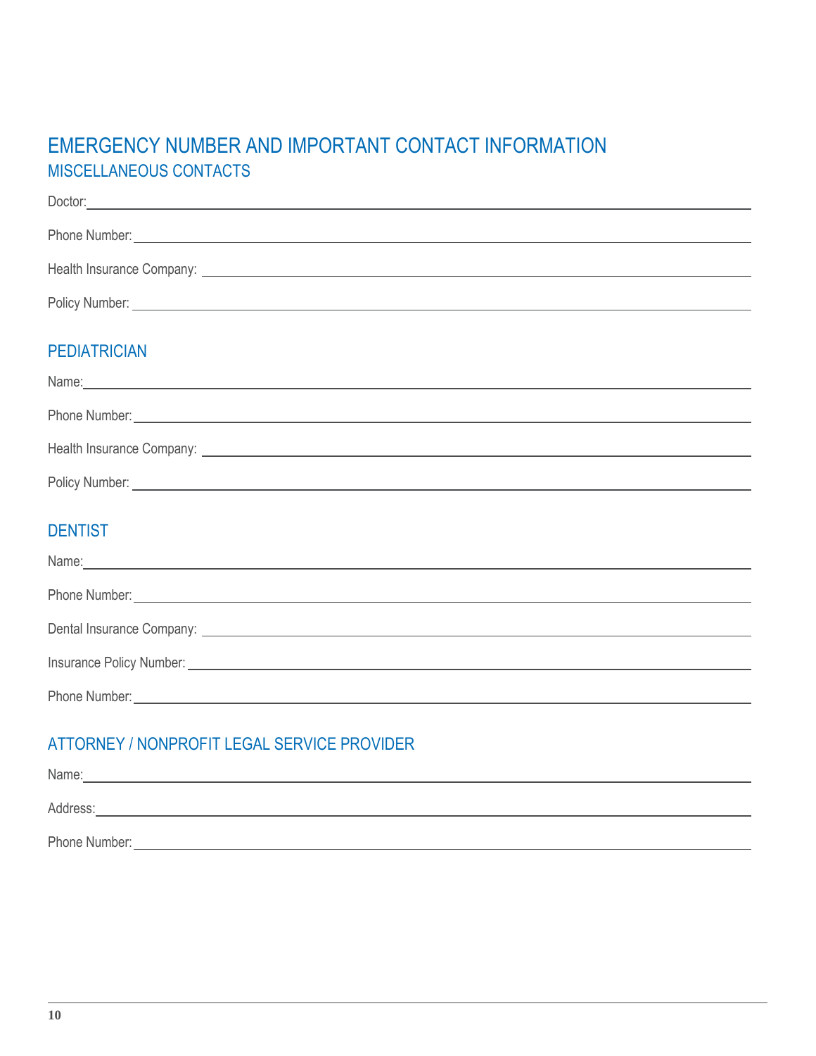# EMERGENCY NUMBER AND IMPORTANT CONTACT INFORMATION

## MISCELLANEOUS CONTACTS

Doctor: ____________________

Phone Number: ____________________

Health Insurance Company: ____________________

Policy Number: ____________________

## PEDIATRICIAN

Name: ____________________

Phone Number: ____________________

Health Insurance Company: ____________________

Policy Number: ____________________

## DENTIST

Name: ____________________

Phone Number: ____________________

Dental Insurance Company: ____________________

Insurance Policy Number: ____________________

Phone Number: ____________________

## ATTORNEY / NONPROFIT LEGAL SERVICE PROVIDER

Name: ____________________

Address: ____________________

Phone Number: ____________________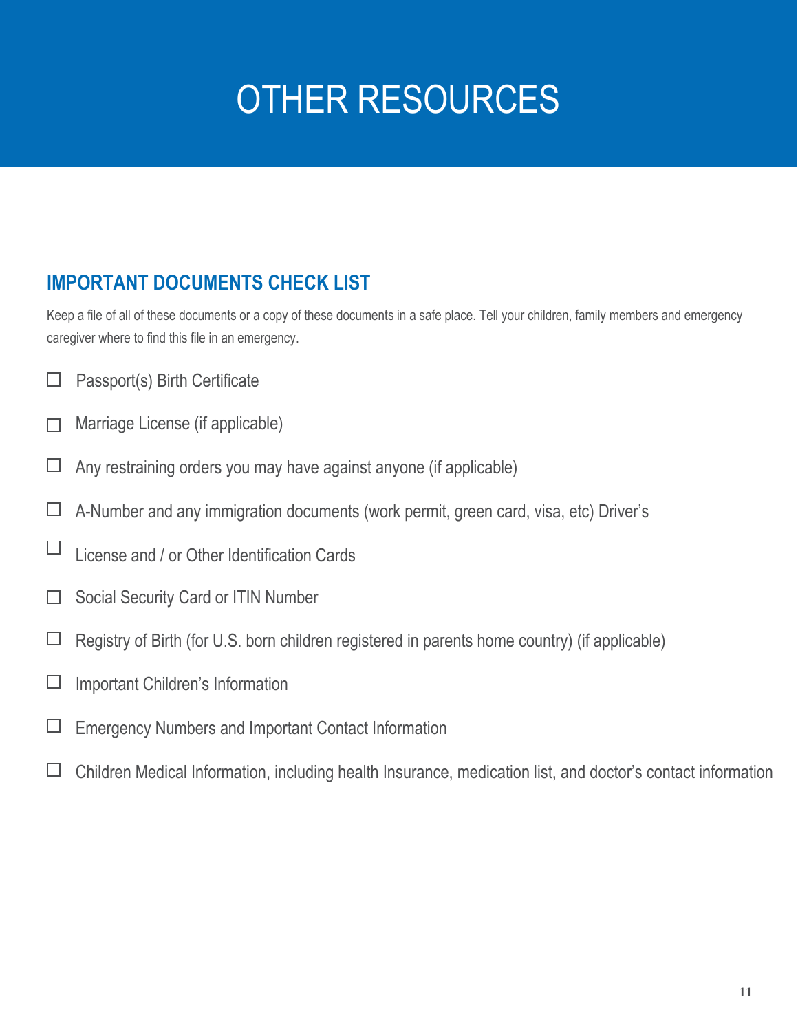# OTHER RESOURCES

## IMPORTANT DOCUMENTS CHECK LIST

Keep a file of all of these documents or a copy of these documents in a safe place. Tell your children, family members and emergency caregiver where to find this file in an emergency.

- ☐ Passport(s) Birth Certificate
- ☐ Marriage License (if applicable)
- ☐ Any restraining orders you may have against anyone (if applicable)
- ☐ A-Number and any immigration documents (work permit, green card, visa, etc) Driver's
- ☐ License and / or Other Identification Cards
- ☐ Social Security Card or ITIN Number
- ☐ Registry of Birth (for U.S. born children registered in parents home country) (if applicable)
- ☐ Important Children's Information
- ☐ Emergency Numbers and Important Contact Information
- ☐ Children Medical Information, including health Insurance, medication list, and doctor's contact information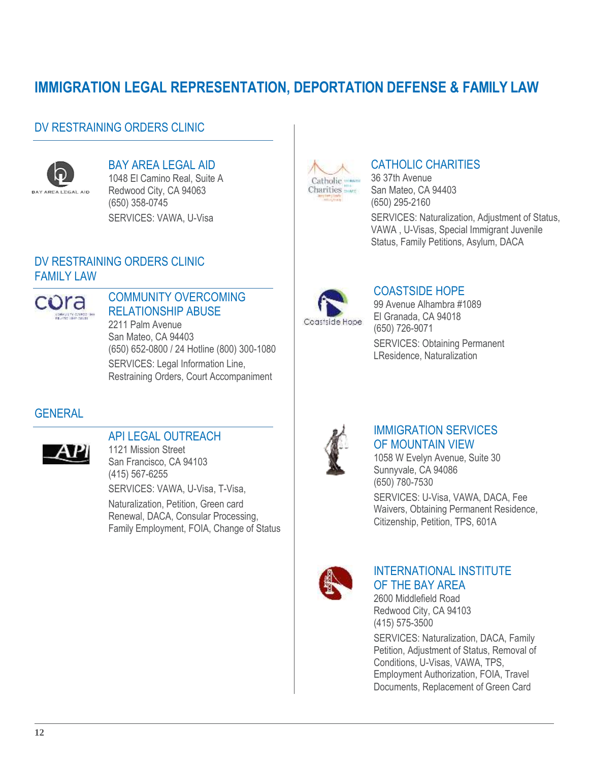# IMMIGRATION LEGAL REPRESENTATION, DEPORTATION DEFENSE & FAMILY LAW

## DV RESTRAINING ORDERS CLINIC

### BAY AREA LEGAL AID

1048 El Camino Real, Suite A
Redwood City, CA 94063
(650) 358-0745

SERVICES: VAWA, U-Visa

## DV RESTRAINING ORDERS CLINIC FAMILY LAW

### COMMUNITY OVERCOMING RELATIONSHIP ABUSE

2211 Palm Avenue
San Mateo, CA 94403
(650) 652-0800 / 24 Hotline (800) 300-1080

SERVICES: Legal Information Line, Restraining Orders, Court Accompaniment

## GENERAL

### API LEGAL OUTREACH

1121 Mission Street
San Francisco, CA 94103
(415) 567-6255

SERVICES: VAWA, U-Visa, T-Visa, Naturalization, Petition, Green card Renewal, DACA, Consular Processing, Family Employment, FOIA, Change of Status

### CATHOLIC CHARITIES

36 37th Avenue
San Mateo, CA 94403
(650) 295-2160

SERVICES: Naturalization, Adjustment of Status, VAWA , U-Visas, Special Immigrant Juvenile Status, Family Petitions, Asylum, DACA

### COASTSIDE HOPE

99 Avenue Alhambra #1089
El Granada, CA 94018
(650) 726-9071

SERVICES: Obtaining Permanent LResidence, Naturalization

### IMMIGRATION SERVICES OF MOUNTAIN VIEW

1058 W Evelyn Avenue, Suite 30
Sunnyvale, CA 94086
(650) 780-7530

SERVICES: U-Visa, VAWA, DACA, Fee Waivers, Obtaining Permanent Residence, Citizenship, Petition, TPS, 601A

### INTERNATIONAL INSTITUTE OF THE BAY AREA

2600 Middlefield Road
Redwood City, CA 94103
(415) 575-3500

SERVICES: Naturalization, DACA, Family Petition, Adjustment of Status, Removal of Conditions, U-Visas, VAWA, TPS, Employment Authorization, FOIA, Travel Documents, Replacement of Green Card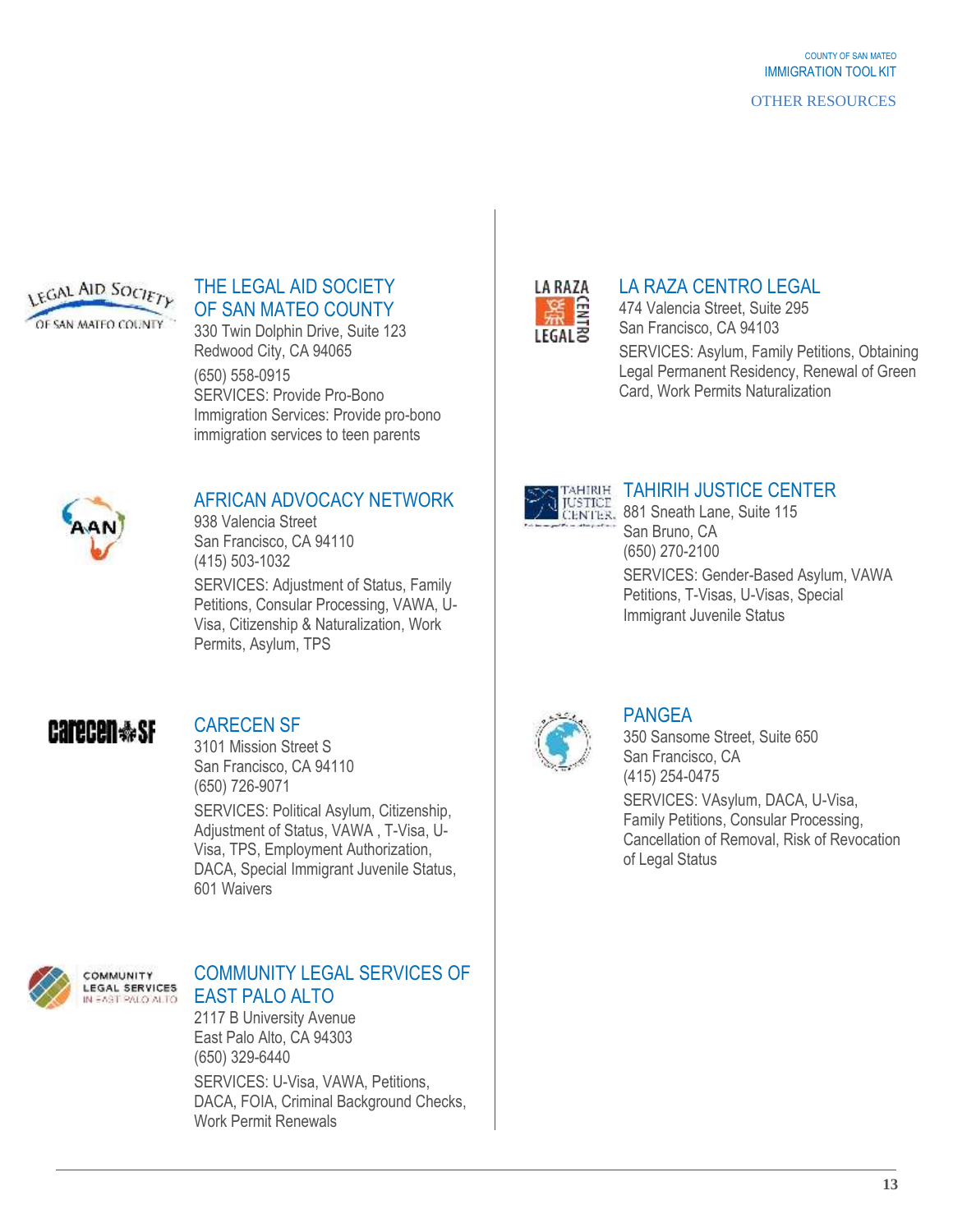## THE LEGAL AID SOCIETY OF SAN MATEO COUNTY

330 Twin Dolphin Drive, Suite 123
Redwood City, CA 94065
(650) 558-0915
SERVICES: Provide Pro-Bono Immigration Services: Provide pro-bono immigration services to teen parents

## AFRICAN ADVOCACY NETWORK

938 Valencia Street
San Francisco, CA 94110
(415) 503-1032
SERVICES: Adjustment of Status, Family Petitions, Consular Processing, VAWA, U-Visa, Citizenship & Naturalization, Work Permits, Asylum, TPS

## CARECEN SF

3101 Mission Street S
San Francisco, CA 94110
(650) 726-9071
SERVICES: Political Asylum, Citizenship, Adjustment of Status, VAWA , T-Visa, U-Visa, TPS, Employment Authorization, DACA, Special Immigrant Juvenile Status, 601 Waivers

## COMMUNITY LEGAL SERVICES OF EAST PALO ALTO

2117 B University Avenue
East Palo Alto, CA 94303
(650) 329-6440
SERVICES: U-Visa, VAWA, Petitions, DACA, FOIA, Criminal Background Checks, Work Permit Renewals

## LA RAZA CENTRO LEGAL

474 Valencia Street, Suite 295
San Francisco, CA 94103
SERVICES: Asylum, Family Petitions, Obtaining Legal Permanent Residency, Renewal of Green Card, Work Permits Naturalization

## TAHIRIH JUSTICE CENTER

881 Sneath Lane, Suite 115
San Bruno, CA
(650) 270-2100
SERVICES: Gender-Based Asylum, VAWA Petitions, T-Visas, U-Visas, Special Immigrant Juvenile Status

## PANGEA

350 Sansome Street, Suite 650
San Francisco, CA
(415) 254-0475
SERVICES: VAsylum, DACA, U-Visa, Family Petitions, Consular Processing, Cancellation of Removal, Risk of Revocation of Legal Status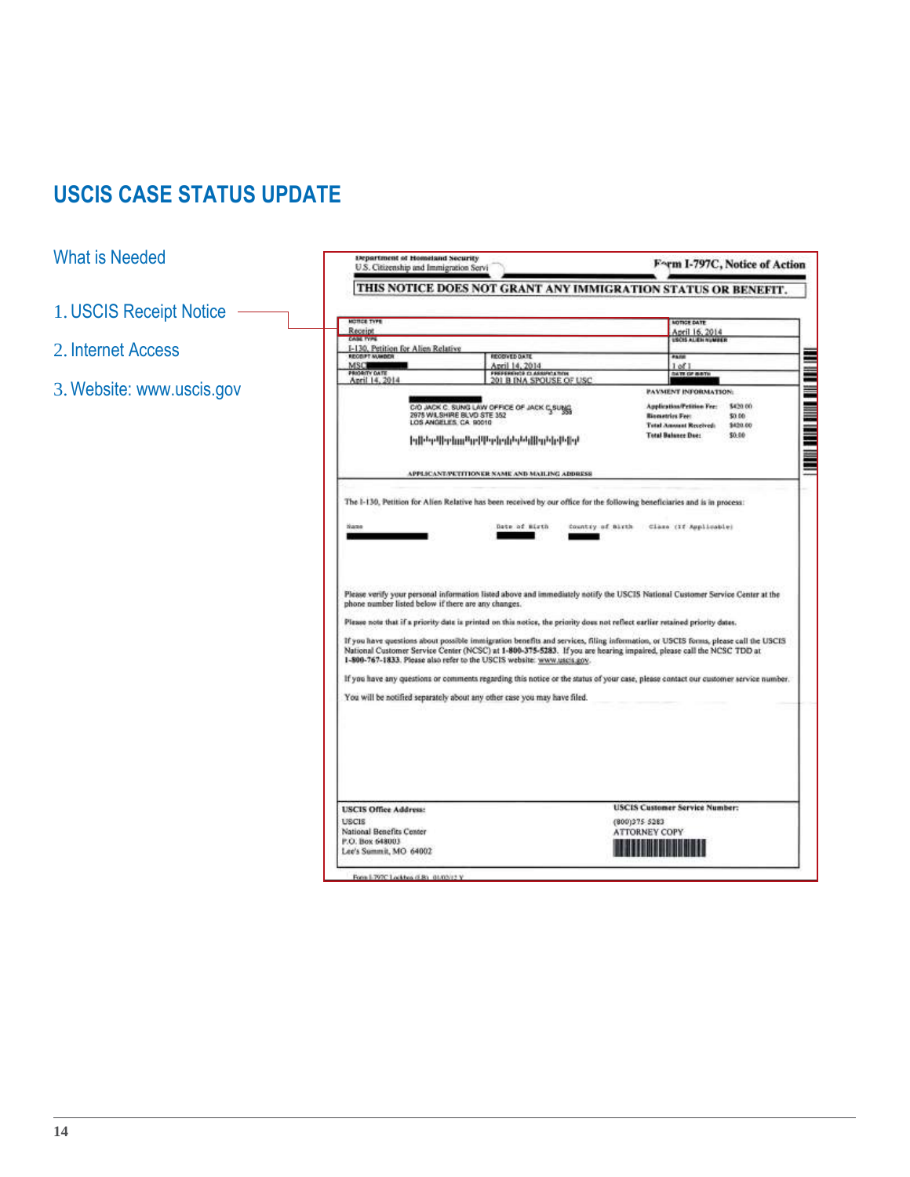# USCIS CASE STATUS UPDATE

## What is Needed

1. USCIS Receipt Notice
2. Internet Access
3. Website: www.uscis.gov

Department of Homeland Security
U.S. Citizenship and Immigration Servi

**Form I-797C, Notice of Action**

**THIS NOTICE DOES NOT GRANT ANY IMMIGRATION STATUS OR BENEFIT.**

| NOTICE TYPE<br>Receipt | NOTICE DATE<br>April 16, 2014 |
|---|---|
| CASE TYPE<br>I-130, Petition for Alien Relative | USCIS ALIEN NUMBER |

| RECEIPT NUMBER<br>MSC | RECEIVED DATE<br>April 14, 2014 | PAGE<br>1 of 1 |
|---|---|---|
| PRIORITY DATE<br>April 14, 2014 | PREFERENCE CLASSIFICATION<br>201 B INA SPOUSE OF USC | DATE OF BIRTH |

C/O JACK C. SUNG LAW OFFICE OF JACK C SUNG
2975 WILSHIRE BLVD STE 352
LOS ANGELES, CA 90010

APPLICANT/PETITIONER NAME AND MAILING ADDRESS

**PAYMENT INFORMATION:**

| | |
|---|---|
| Application/Petition Fee: | $420.00 |
| Biometrics Fee: | $0.00 |
| Total Amount Received: | $420.00 |
| Total Balance Due: | $0.00 |

The I-130, Petition for Alien Relative has been received by our office for the following beneficiaries and is in process:

| Name | Date of Birth | Country of Birth | Class (If Applicable) |
|---|---|---|---|
| | | | |

Please verify your personal information listed above and immediately notify the USCIS National Customer Service Center at the phone number listed below if there are any changes.

Please note that if a priority date is printed on this notice, the priority does not reflect earlier retained priority dates.

If you have questions about possible immigration benefits and services, filing information, or USCIS forms, please call the USCIS National Customer Service Center (NCSC) at **1-800-375-5283**. If you are hearing impaired, please call the NCSC TDD at **1-800-767-1833**. Please also refer to the USCIS website: www.uscis.gov.

If you have any questions or comments regarding this notice or the status of your case, please contact our customer service number.

You will be notified separately about any other case you may have filed.

**USCIS Office Address:**
USCIS
National Benefits Center
P.O. Box 648003
Lee's Summit, MO 64002

**USCIS Customer Service Number:**
(800)375-5283
ATTORNEY COPY

Form I-797C Lockbox (LB) 01/02/12 Y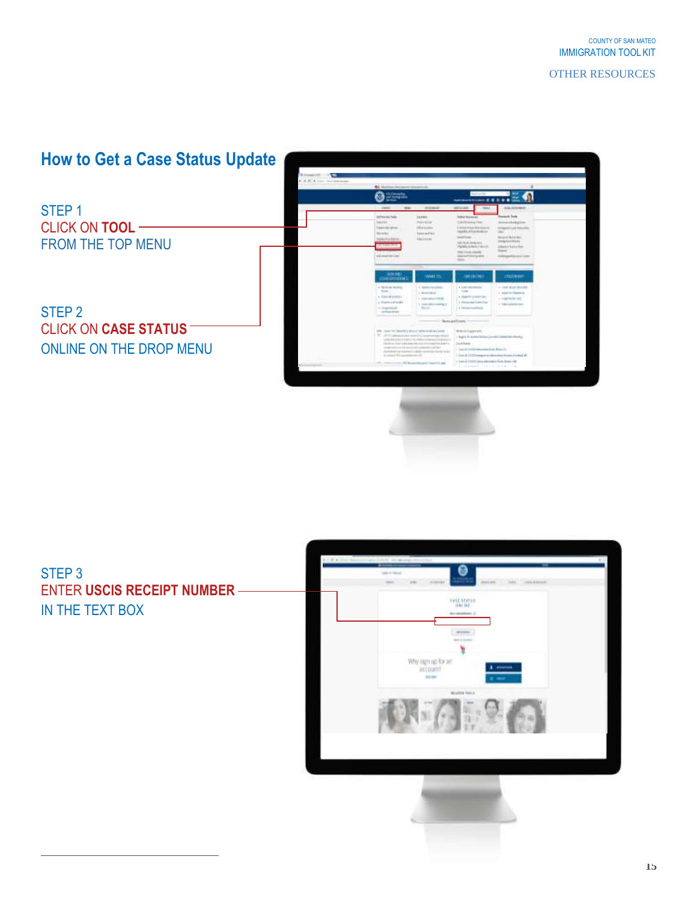## How to Get a Case Status Update

STEP 1
CLICK ON **TOOL**
FROM THE TOP MENU

STEP 2
CLICK ON **CASE STATUS**
ONLINE ON THE DROP MENU

STEP 3
ENTER **USCIS RECEIPT NUMBER**
IN THE TEXT BOX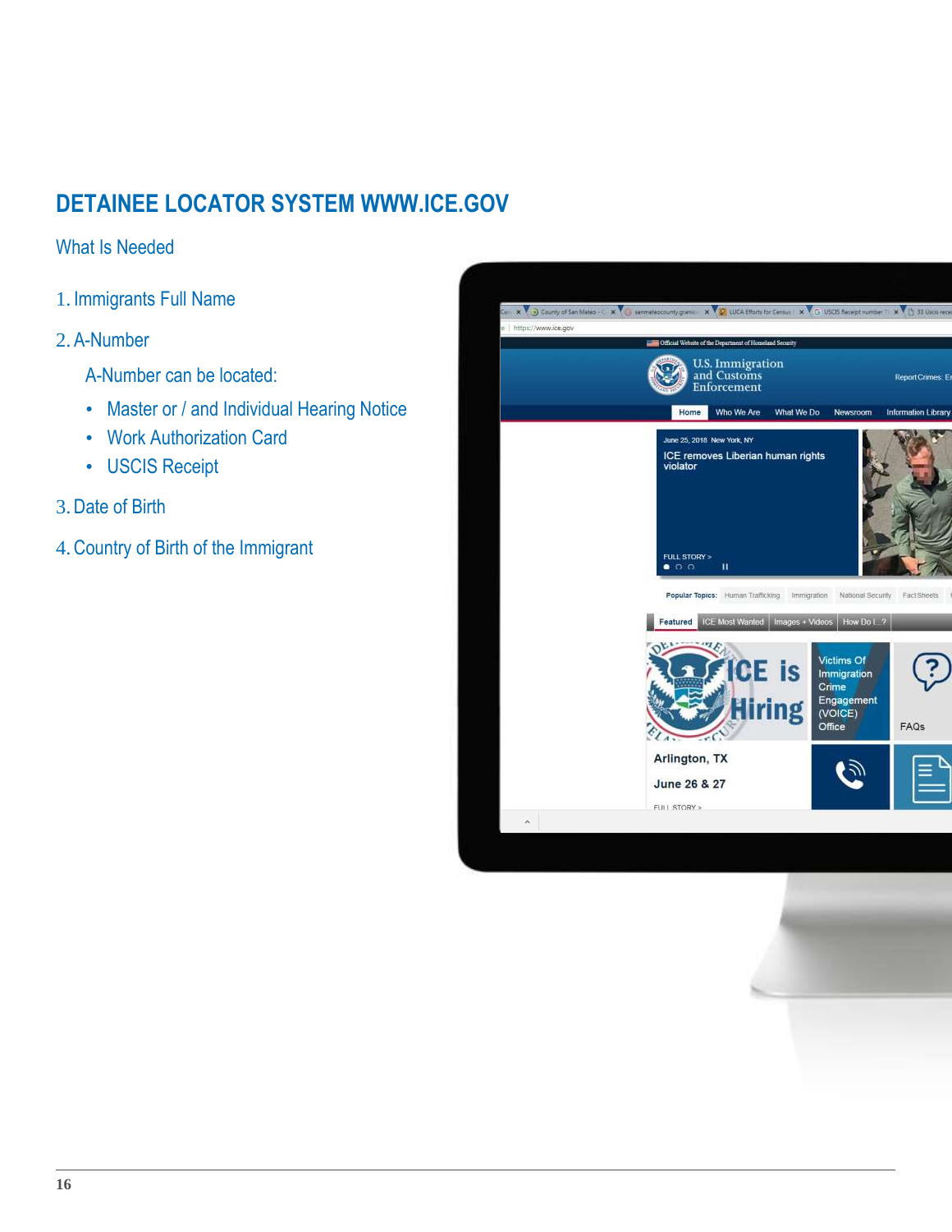## DETAINEE LOCATOR SYSTEM WWW.ICE.GOV

What Is Needed

1. Immigrants Full Name
2. A-Number

   A-Number can be located:

   - Master or / and Individual Hearing Notice
   - Work Authorization Card
   - USCIS Receipt
3. Date of Birth
4. Country of Birth of the Immigrant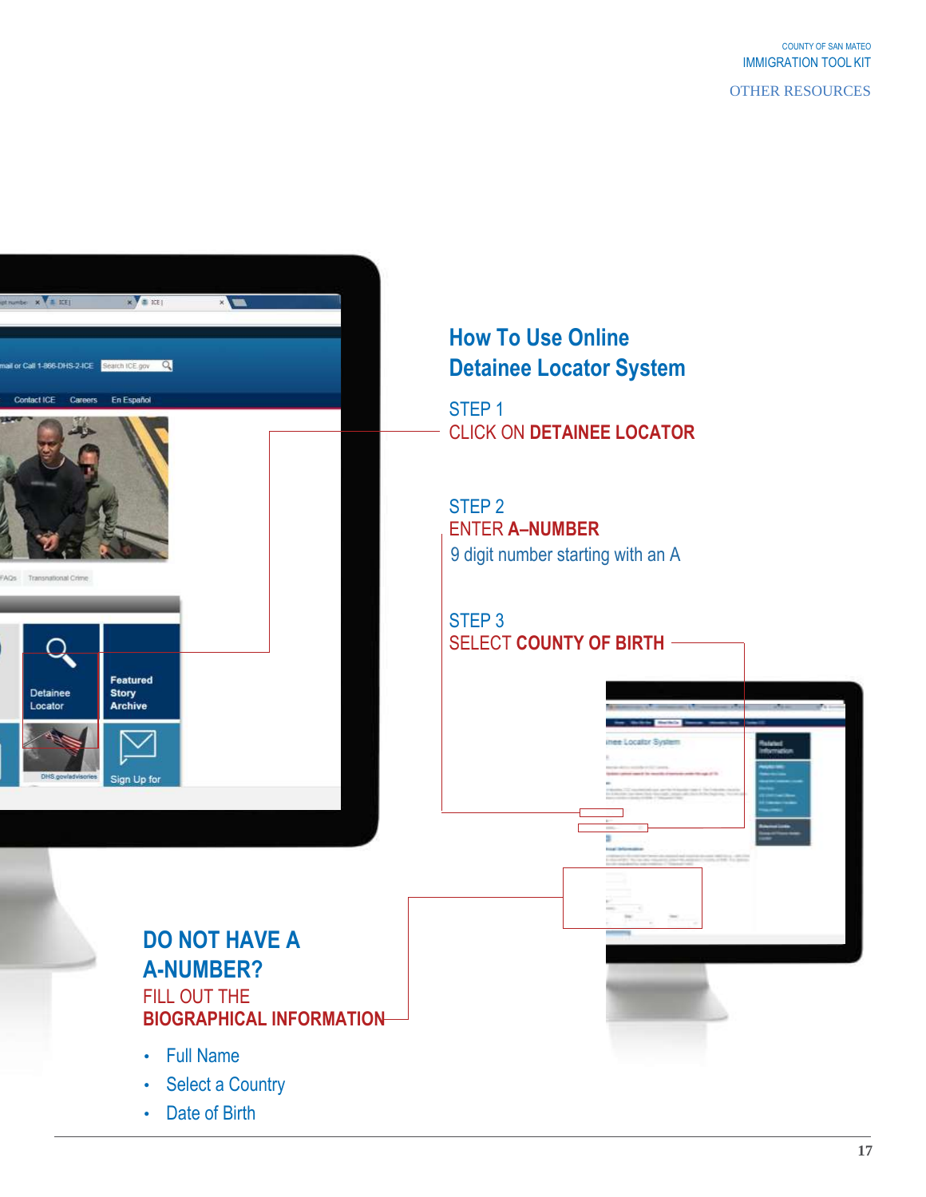## How To Use Online Detainee Locator System

STEP 1
CLICK ON **DETAINEE LOCATOR**

STEP 2
ENTER **A–NUMBER**
9 digit number starting with an A

STEP 3
SELECT **COUNTY OF BIRTH**

## DO NOT HAVE A A-NUMBER?

FILL OUT THE
**BIOGRAPHICAL INFORMATION**

- Full Name
- Select a Country
- Date of Birth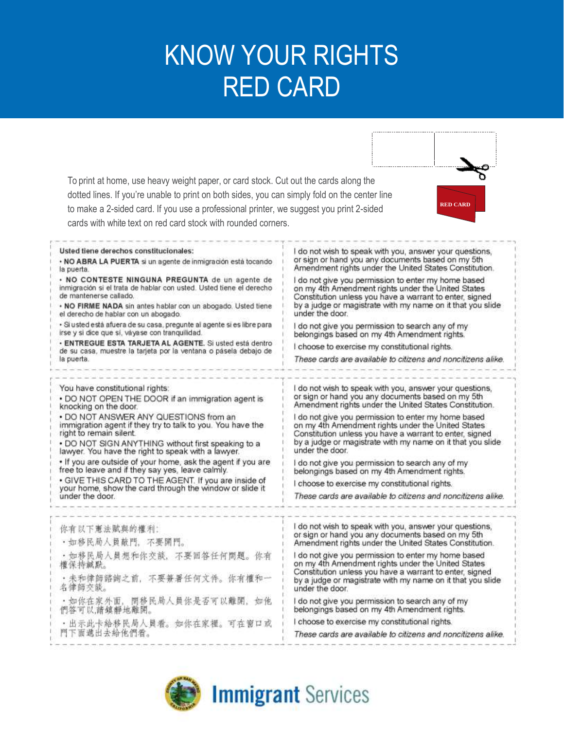# KNOW YOUR RIGHTS RED CARD

To print at home, use heavy weight paper, or card stock. Cut out the cards along the dotted lines. If you're unable to print on both sides, you can simply fold on the center line to make a 2-sided card. If you use a professional printer, we suggest you print 2-sided cards with white text on red card stock with rounded corners.

RED CARD

---

**Usted tiene derechos constitucionales:**

- **NO ABRA LA PUERTA** si un agente de inmigración está tocando la puerta.
- **NO CONTESTE NINGUNA PREGUNTA** de un agente de inmigración si el trata de hablar con usted. Usted tiene el derecho de mantenerse callado.
- **NO FIRME NADA** sin antes hablar con un abogado. Usted tiene el derecho de hablar con un abogado.
- Si usted está afuera de su casa, pregunte al agente si es libre para irse y si dice que si, váyase con tranquilidad.
- **ENTREGUE ESTA TARJETA AL AGENTE.** Si usted está dentro de su casa, muestre la tarjeta por la ventana o pásela debajo de la puerta.

I do not wish to speak with you, answer your questions, or sign or hand you any documents based on my 5th Amendment rights under the United States Constitution.

I do not give you permission to enter my home based on my 4th Amendment rights under the United States Constitution unless you have a warrant to enter, signed by a judge or magistrate with my name on it that you slide under the door.

I do not give you permission to search any of my belongings based on my 4th Amendment rights.

I choose to exercise my constitutional rights.

*These cards are available to citizens and noncitizens alike.*

---

You have constitutional rights:

- DO NOT OPEN THE DOOR if an immigration agent is knocking on the door.
- DO NOT ANSWER ANY QUESTIONS from an immigration agent if they try to talk to you. You have the right to remain silent.
- DO NOT SIGN ANYTHING without first speaking to a lawyer. You have the right to speak with a lawyer.
- If you are outside of your home, ask the agent if you are free to leave and if they say yes, leave calmly.
- GIVE THIS CARD TO THE AGENT. If you are inside of your home, show the card through the window or slide it under the door.

I do not wish to speak with you, answer your questions, or sign or hand you any documents based on my 5th Amendment rights under the United States Constitution.

I do not give you permission to enter my home based on my 4th Amendment rights under the United States Constitution unless you have a warrant to enter, signed by a judge or magistrate with my name on it that you slide under the door.

I do not give you permission to search any of my belongings based on my 4th Amendment rights.

I choose to exercise my constitutional rights.

*These cards are available to citizens and noncitizens alike.*

---

你有以下憲法賦與的權利:

- 如移民局人員敲門，不要開門。
- 如移民局人員想和你交談，不要回答任何問題。你有權保持緘默。
- 未和律師諮詢之前，不要簽署任何文件。你有權和一名律師交談。
- 如你在家外面，問移民局人員你是否可以離開，如他們答可以,請鎮靜地離開。
- 出示此卡給移民局人員看。如你在家裡，可在窗口或門下面遞出去給他們看。

I do not wish to speak with you, answer your questions, or sign or hand you any documents based on my 5th Amendment rights under the United States Constitution.

I do not give you permission to enter my home based on my 4th Amendment rights under the United States Constitution unless you have a warrant to enter, signed by a judge or magistrate with my name on it that you slide under the door.

I do not give you permission to search any of my belongings based on my 4th Amendment rights.

I choose to exercise my constitutional rights.

*These cards are available to citizens and noncitizens alike.*

---

Immigrant Services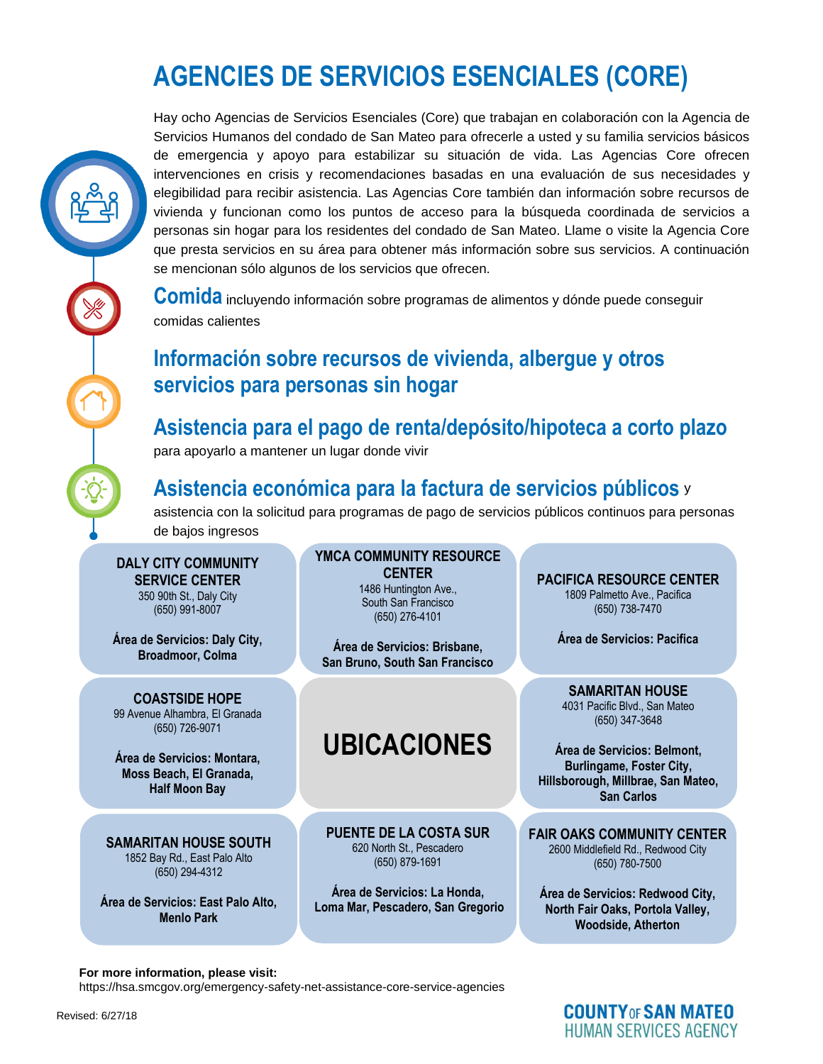# AGENCIES DE SERVICIOS ESENCIALES (CORE)

Hay ocho Agencias de Servicios Esenciales (Core) que trabajan en colaboración con la Agencia de Servicios Humanos del condado de San Mateo para ofrecerle a usted y su familia servicios básicos de emergencia y apoyo para estabilizar su situación de vida. Las Agencias Core ofrecen intervenciones en crisis y recomendaciones basadas en una evaluación de sus necesidades y elegibilidad para recibir asistencia. Las Agencias Core también dan información sobre recursos de vivienda y funcionan como los puntos de acceso para la búsqueda coordinada de servicios a personas sin hogar para los residentes del condado de San Mateo. Llame o visite la Agencia Core que presta servicios en su área para obtener más información sobre sus servicios. A continuación se mencionan sólo algunos de los servicios que ofrecen.

**Comida** incluyendo información sobre programas de alimentos y dónde puede conseguir comidas calientes

## Información sobre recursos de vivienda, albergue y otros servicios para personas sin hogar

## Asistencia para el pago de renta/depósito/hipoteca a corto plazo

para apoyarlo a mantener un lugar donde vivir

**Asistencia económica para la factura de servicios públicos** y asistencia con la solicitud para programas de pago de servicios públicos continuos para personas de bajos ingresos

## UBICACIONES

**DALY CITY COMMUNITY SERVICE CENTER**
350 90th St., Daly City
(650) 991-8007

**Área de Servicios: Daly City, Broadmoor, Colma**

**YMCA COMMUNITY RESOURCE CENTER**
1486 Huntington Ave., South San Francisco
(650) 276-4101

**Área de Servicios: Brisbane, San Bruno, South San Francisco**

**PACIFICA RESOURCE CENTER**
1809 Palmetto Ave., Pacifica
(650) 738-7470

**Área de Servicios: Pacifica**

**COASTSIDE HOPE**
99 Avenue Alhambra, El Granada
(650) 726-9071

**Área de Servicios: Montara, Moss Beach, El Granada, Half Moon Bay**

**SAMARITAN HOUSE**
4031 Pacific Blvd., San Mateo
(650) 347-3648

**Área de Servicios: Belmont, Burlingame, Foster City, Hillsborough, Millbrae, San Mateo, San Carlos**

**SAMARITAN HOUSE SOUTH**
1852 Bay Rd., East Palo Alto
(650) 294-4312

**Área de Servicios: East Palo Alto, Menlo Park**

**PUENTE DE LA COSTA SUR**
620 North St., Pescadero
(650) 879-1691

**Área de Servicios: La Honda, Loma Mar, Pescadero, San Gregorio**

**FAIR OAKS COMMUNITY CENTER**
2600 Middlefield Rd., Redwood City
(650) 780-7500

**Área de Servicios: Redwood City, North Fair Oaks, Portola Valley, Woodside, Atherton**

**For more information, please visit:**
https://hsa.smcgov.org/emergency-safety-net-assistance-core-service-agencies

Revised: 6/27/18

COUNTY OF SAN MATEO
HUMAN SERVICES AGENCY